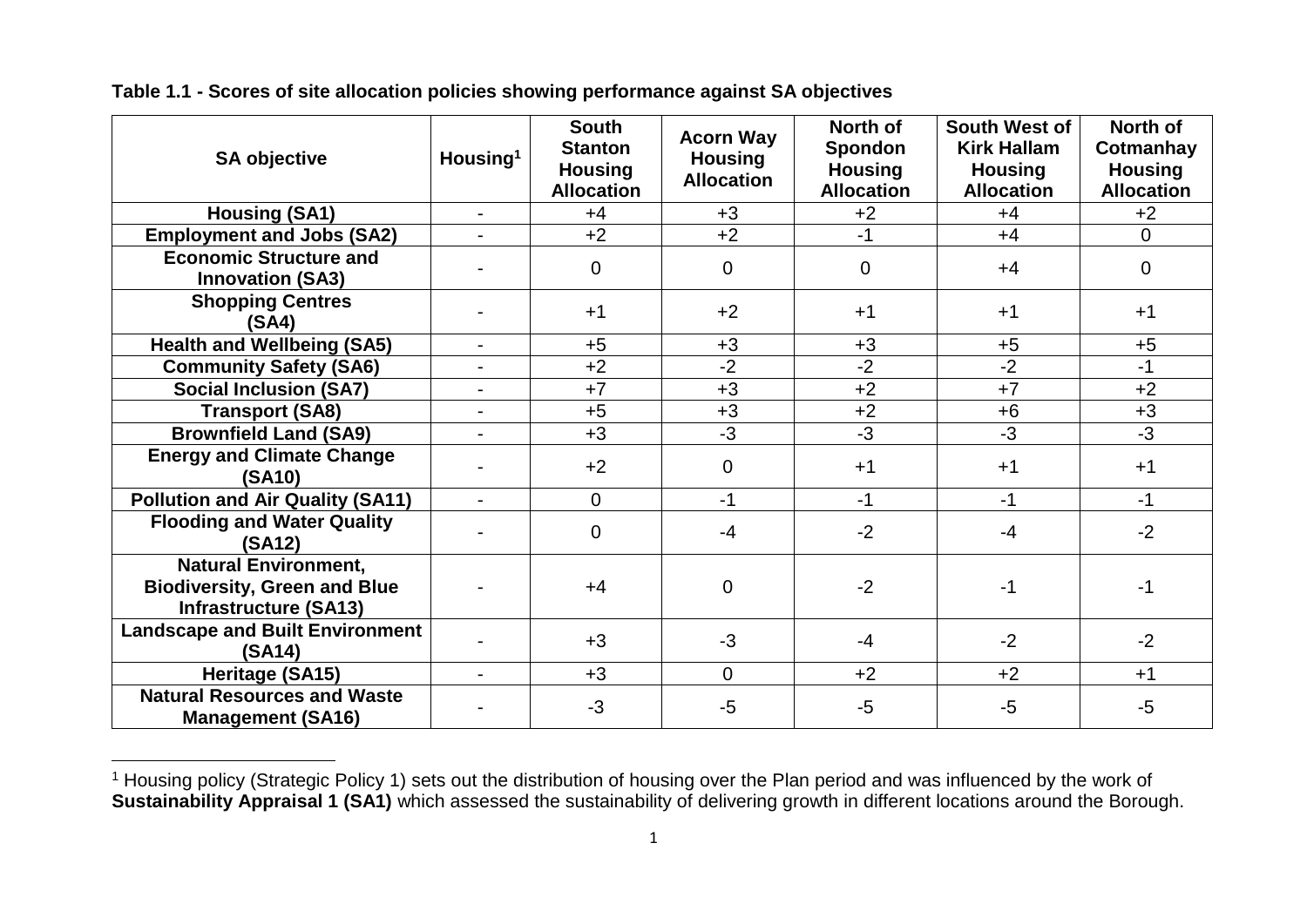**Table 1.1 - Scores of site allocation policies showing performance against SA objectives**

| SA objective | Housing[1] | South Stanton Housing Allocation | Acorn Way Housing Allocation | North of Spondon Housing Allocation | South West of Kirk Hallam Housing Allocation | North of Cotmanhay Housing Allocation |
|---|---|---|---|---|---|---|
| Housing (SA1) | - | +4 | +3 | +2 | +4 | +2 |
| Employment and Jobs (SA2) | - | +2 | +2 | -1 | +4 | 0 |
| Economic Structure and Innovation (SA3) | - | 0 | 0 | 0 | +4 | 0 |
| Shopping Centres (SA4) | - | +1 | +2 | +1 | +1 | +1 |
| Health and Wellbeing (SA5) | - | +5 | +3 | +3 | +5 | +5 |
| Community Safety (SA6) | - | +2 | -2 | -2 | -2 | -1 |
| Social Inclusion (SA7) | - | +7 | +3 | +2 | +7 | +2 |
| Transport (SA8) | - | +5 | +3 | +2 | +6 | +3 |
| Brownfield Land (SA9) | - | +3 | -3 | -3 | -3 | -3 |
| Energy and Climate Change (SA10) | - | +2 | 0 | +1 | +1 | +1 |
| Pollution and Air Quality (SA11) | - | 0 | -1 | -1 | -1 | -1 |
| Flooding and Water Quality (SA12) | - | 0 | -4 | -2 | -4 | -2 |
| Natural Environment, Biodiversity, Green and Blue Infrastructure (SA13) | - | +4 | 0 | -2 | -1 | -1 |
| Landscape and Built Environment (SA14) | - | +3 | -3 | -4 | -2 | -2 |
| Heritage (SA15) | - | +3 | 0 | +2 | +2 | +1 |
| Natural Resources and Waste Management (SA16) | - | -3 | -5 | -5 | -5 | -5 |

[1] Housing policy (Strategic Policy 1) sets out the distribution of housing over the Plan period and was influenced by the work of **Sustainability Appraisal 1 (SA1)** which assessed the sustainability of delivering growth in different locations around the Borough.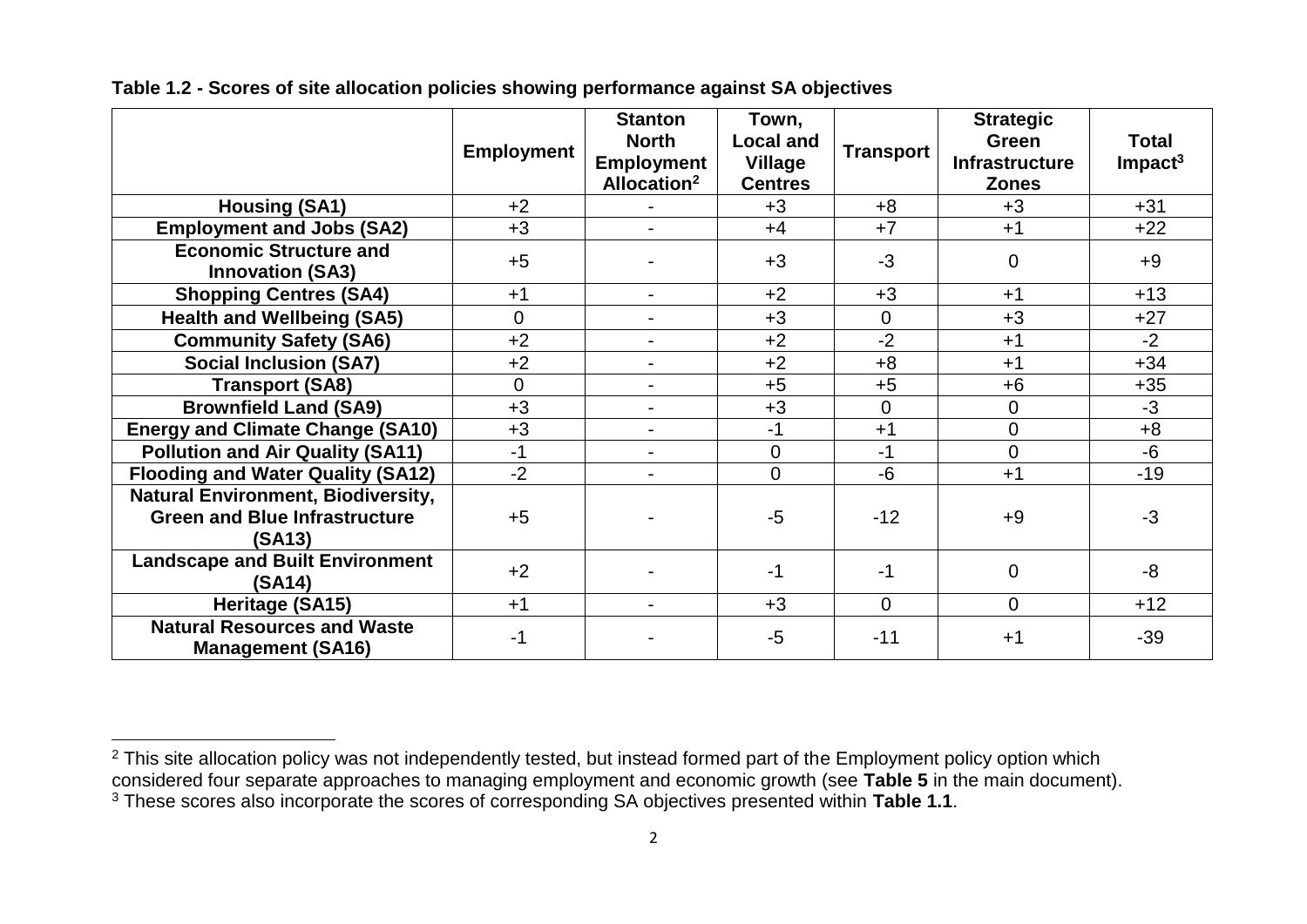**Table 1.2 - Scores of site allocation policies showing performance against SA objectives**

| | Employment | Stanton North Employment Allocation[2] | Town, Local and Village Centres | Transport | Strategic Green Infrastructure Zones | Total Impact[3] |
|---|---|---|---|---|---|---|
| **Housing (SA1)** | +2 | - | +3 | +8 | +3 | +31 |
| **Employment and Jobs (SA2)** | +3 | - | +4 | +7 | +1 | +22 |
| **Economic Structure and Innovation (SA3)** | +5 | - | +3 | -3 | 0 | +9 |
| **Shopping Centres (SA4)** | +1 | - | +2 | +3 | +1 | +13 |
| **Health and Wellbeing (SA5)** | 0 | - | +3 | 0 | +3 | +27 |
| **Community Safety (SA6)** | +2 | - | +2 | -2 | +1 | -2 |
| **Social Inclusion (SA7)** | +2 | - | +2 | +8 | +1 | +34 |
| **Transport (SA8)** | 0 | - | +5 | +5 | +6 | +35 |
| **Brownfield Land (SA9)** | +3 | - | +3 | 0 | 0 | -3 |
| **Energy and Climate Change (SA10)** | +3 | - | -1 | +1 | 0 | +8 |
| **Pollution and Air Quality (SA11)** | -1 | - | 0 | -1 | 0 | -6 |
| **Flooding and Water Quality (SA12)** | -2 | - | 0 | -6 | +1 | -19 |
| **Natural Environment, Biodiversity, Green and Blue Infrastructure (SA13)** | +5 | - | -5 | -12 | +9 | -3 |
| **Landscape and Built Environment (SA14)** | +2 | - | -1 | -1 | 0 | -8 |
| **Heritage (SA15)** | +1 | - | +3 | 0 | 0 | +12 |
| **Natural Resources and Waste Management (SA16)** | -1 | - | -5 | -11 | +1 | -39 |

[2] This site allocation policy was not independently tested, but instead formed part of the Employment policy option which considered four separate approaches to managing employment and economic growth (see **Table 5** in the main document).
[3] These scores also incorporate the scores of corresponding SA objectives presented within **Table 1.1**.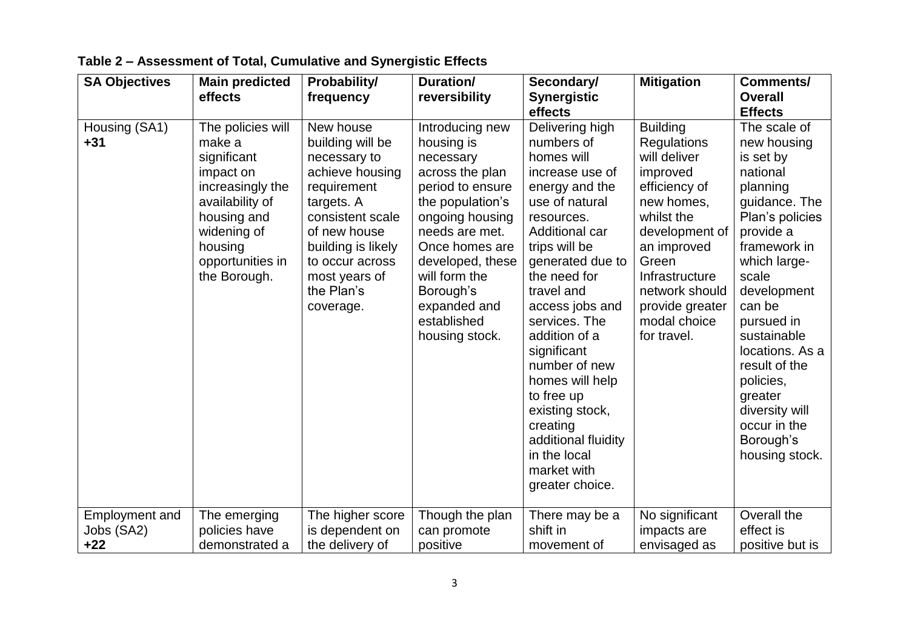**Table 2 – Assessment of Total, Cumulative and Synergistic Effects**

| SA Objectives | Main predicted effects | Probability/ frequency | Duration/ reversibility | Secondary/ Synergistic effects | Mitigation | Comments/ Overall Effects |
|---|---|---|---|---|---|---|
| Housing (SA1) **+31** | The policies will make a significant impact on increasingly the availability of housing and widening of housing opportunities in the Borough. | New house building will be necessary to achieve housing requirement targets. A consistent scale of new house building is likely to occur across most years of the Plan's coverage. | Introducing new housing is necessary across the plan period to ensure the population's ongoing housing needs are met. Once homes are developed, these will form the Borough's expanded and established housing stock. | Delivering high numbers of homes will increase use of energy and the use of natural resources. Additional car trips will be generated due to the need for travel and access jobs and services. The addition of a significant number of new homes will help to free up existing stock, creating additional fluidity in the local market with greater choice. | Building Regulations will deliver improved efficiency of new homes, whilst the development of an improved Green Infrastructure network should provide greater modal choice for travel. | The scale of new housing is set by national planning guidance. The Plan's policies provide a framework in which large-scale development can be pursued in sustainable locations. As a result of the policies, greater diversity will occur in the Borough's housing stock. |
| Employment and Jobs (SA2) **+22** | The emerging policies have demonstrated a | The higher score is dependent on the delivery of | Though the plan can promote positive | There may be a shift in movement of | No significant impacts are envisaged as | Overall the effect is positive but is |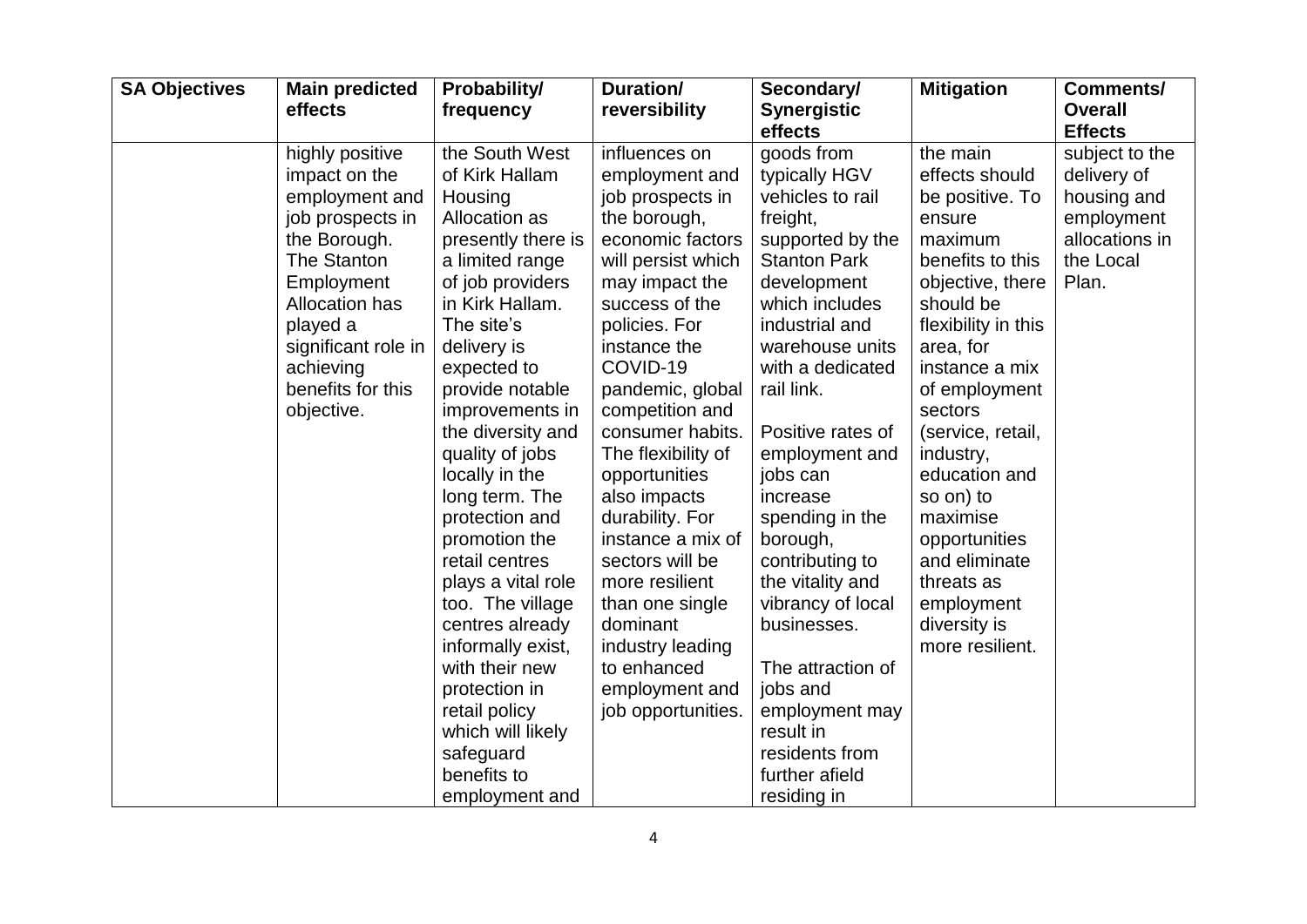| SA Objectives | Main predicted effects | Probability/ frequency | Duration/ reversibility | Secondary/ Synergistic effects | Mitigation | Comments/ Overall Effects |
|---|---|---|---|---|---|---|
| | highly positive impact on the employment and job prospects in the Borough. The Stanton Employment Allocation has played a significant role in achieving benefits for this objective. | the South West of Kirk Hallam Housing Allocation as presently there is a limited range of job providers in Kirk Hallam. The site's delivery is expected to provide notable improvements in the diversity and quality of jobs locally in the long term. The protection and promotion the retail centres plays a vital role too. The village centres already informally exist, with their new protection in retail policy which will likely safeguard benefits to employment and | influences on employment and job prospects in the borough, economic factors will persist which may impact the success of the policies. For instance the COVID-19 pandemic, global competition and consumer habits. The flexibility of opportunities also impacts durability. For instance a mix of sectors will be more resilient than one single dominant industry leading to enhanced employment and job opportunities. | goods from typically HGV vehicles to rail freight, supported by the Stanton Park development which includes industrial and warehouse units with a dedicated rail link.<br><br>Positive rates of employment and jobs can increase spending in the borough, contributing to the vitality and vibrancy of local businesses.<br><br>The attraction of jobs and employment may result in residents from further afield residing in | the main effects should be positive. To ensure maximum benefits to this objective, there should be flexibility in this area, for instance a mix of employment sectors (service, retail, industry, education and so on) to maximise opportunities and eliminate threats as employment diversity is more resilient. | subject to the delivery of housing and employment allocations in the Local Plan. |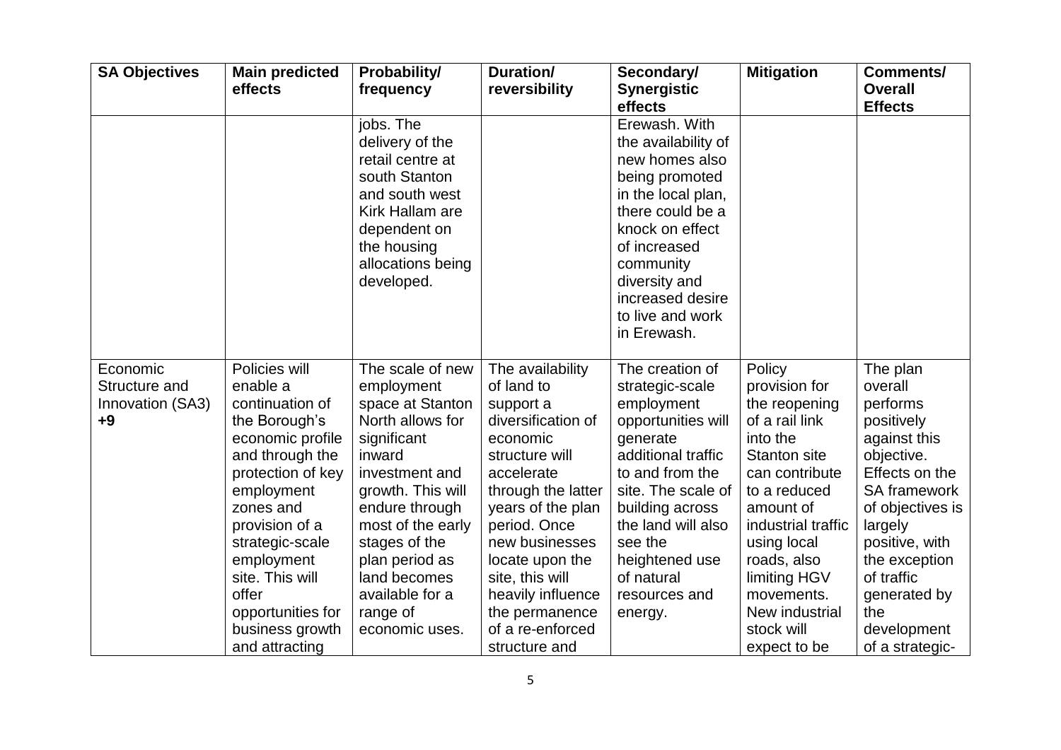| SA Objectives | Main predicted effects | Probability/ frequency | Duration/ reversibility | Secondary/ Synergistic effects | Mitigation | Comments/ Overall Effects |
|---|---|---|---|---|---|---|
| | | jobs. The delivery of the retail centre at south Stanton and south west Kirk Hallam are dependent on the housing allocations being developed. | | Erewash. With the availability of new homes also being promoted in the local plan, there could be a knock on effect of increased community diversity and increased desire to live and work in Erewash. | | |
| Economic Structure and Innovation (SA3) **+9** | Policies will enable a continuation of the Borough's economic profile and through the protection of key employment zones and provision of a strategic-scale employment site. This will offer opportunities for business growth and attracting | The scale of new employment space at Stanton North allows for significant inward investment and growth. This will endure through most of the early stages of the plan period as land becomes available for a range of economic uses. | The availability of land to support a diversification of economic structure will accelerate through the latter years of the plan period. Once new businesses locate upon the site, this will heavily influence the permanence of a re-enforced structure and | The creation of strategic-scale employment opportunities will generate additional traffic to and from the site. The scale of building across the land will also see the heightened use of natural resources and energy. | Policy provision for the reopening of a rail link into the Stanton site can contribute to a reduced amount of industrial traffic using local roads, also limiting HGV movements. New industrial stock will expect to be | The plan overall performs positively against this objective. Effects on the SA framework of objectives is largely positive, with the exception of traffic generated by the development of a strategic- |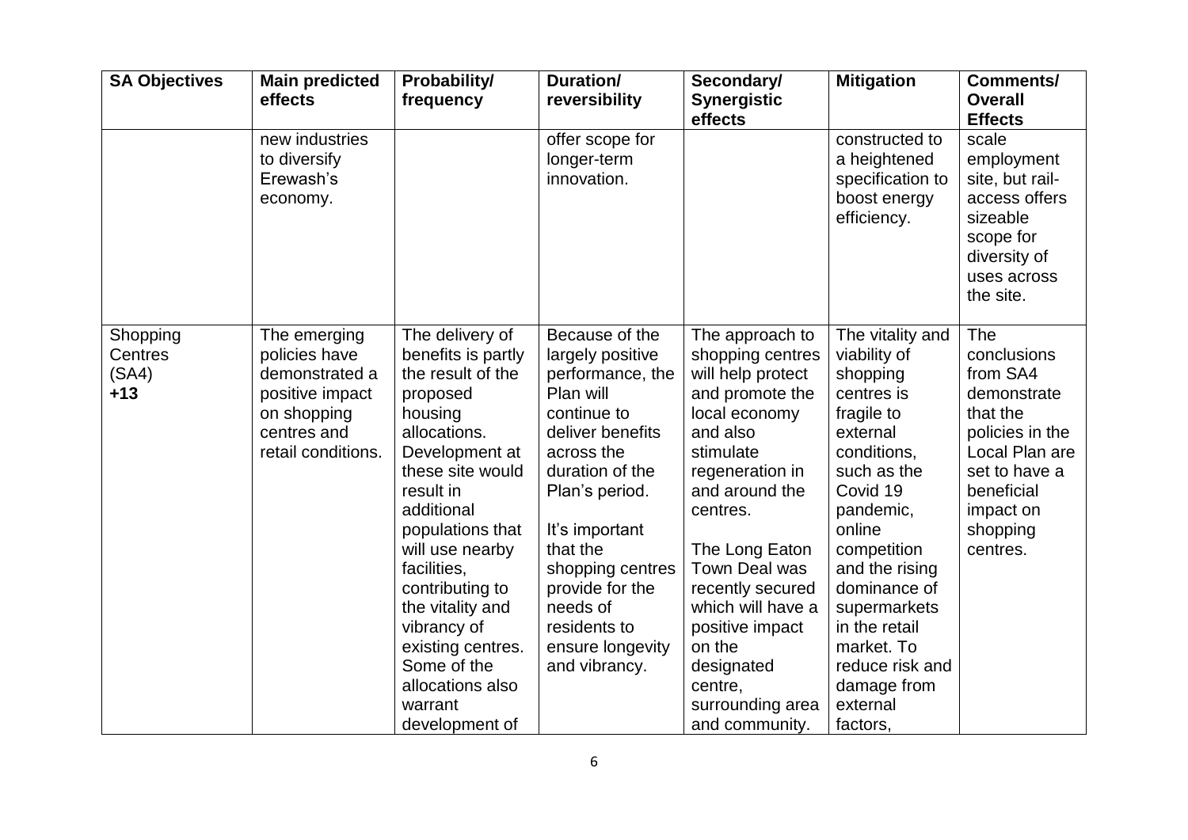| SA Objectives | Main predicted effects | Probability/ frequency | Duration/ reversibility | Secondary/ Synergistic effects | Mitigation | Comments/ Overall Effects |
|---|---|---|---|---|---|---|
| | new industries to diversify Erewash's economy. | | offer scope for longer-term innovation. | | constructed to a heightened specification to boost energy efficiency. | scale employment site, but rail-access offers sizeable scope for diversity of uses across the site. |
| Shopping Centres (SA4) **+13** | The emerging policies have demonstrated a positive impact on shopping centres and retail conditions. | The delivery of benefits is partly the result of the proposed housing allocations. Development at these site would result in additional populations that will use nearby facilities, contributing to the vitality and vibrancy of existing centres. Some of the allocations also warrant development of | Because of the largely positive performance, the Plan will continue to deliver benefits across the duration of the Plan's period.<br><br>It's important that the shopping centres provide for the needs of residents to ensure longevity and vibrancy. | The approach to shopping centres will help protect and promote the local economy and also stimulate regeneration in and around the centres.<br><br>The Long Eaton Town Deal was recently secured which will have a positive impact on the designated centre, surrounding area and community. | The vitality and viability of shopping centres is fragile to external conditions, such as the Covid 19 pandemic, online competition and the rising dominance of supermarkets in the retail market. To reduce risk and damage from external factors, | The conclusions from SA4 demonstrate that the policies in the Local Plan are set to have a beneficial impact on shopping centres. |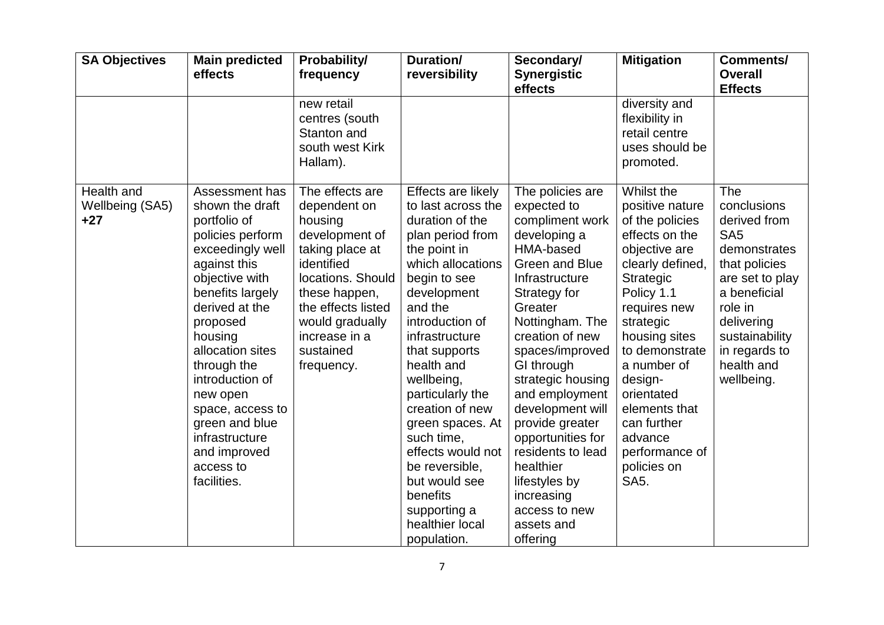| SA Objectives | Main predicted effects | Probability/ frequency | Duration/ reversibility | Secondary/ Synergistic effects | Mitigation | Comments/ Overall Effects |
|---|---|---|---|---|---|---|
| | | new retail centres (south Stanton and south west Kirk Hallam). | | | diversity and flexibility in retail centre uses should be promoted. | |
| Health and Wellbeing (SA5) **+27** | Assessment has shown the draft portfolio of policies perform exceedingly well against this objective with benefits largely derived at the proposed housing allocation sites through the introduction of new open space, access to green and blue infrastructure and improved access to facilities. | The effects are dependent on housing development of taking place at identified locations. Should these happen, the effects listed would gradually increase in a sustained frequency. | Effects are likely to last across the duration of the plan period from the point in which allocations begin to see development and the introduction of infrastructure that supports health and wellbeing, particularly the creation of new green spaces. At such time, effects would not be reversible, but would see benefits supporting a healthier local population. | The policies are expected to compliment work developing a HMA-based Green and Blue Infrastructure Strategy for Greater Nottingham. The creation of new spaces/improved GI through strategic housing and employment development will provide greater opportunities for residents to lead healthier lifestyles by increasing access to new assets and offering | Whilst the positive nature of the policies effects on the objective are clearly defined, Strategic Policy 1.1 requires new strategic housing sites to demonstrate a number of design-orientated elements that can further advance performance of policies on SA5. | The conclusions derived from SA5 demonstrates that policies are set to play a beneficial role in delivering sustainability in regards to health and wellbeing. |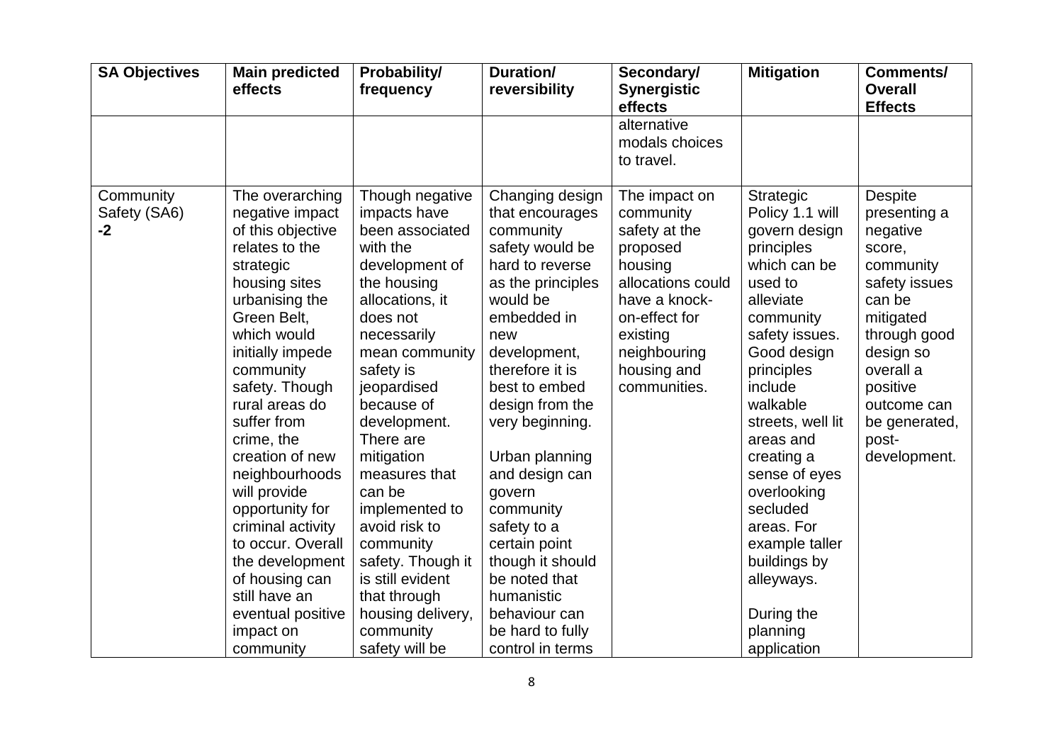| SA Objectives | Main predicted effects | Probability/ frequency | Duration/ reversibility | Secondary/ Synergistic effects | Mitigation | Comments/ Overall Effects |
|---|---|---|---|---|---|---|
| | | | | alternative modals choices to travel. | | |
| Community Safety (SA6) **-2** | The overarching negative impact of this objective relates to the strategic housing sites urbanising the Green Belt, which would initially impede community safety. Though rural areas do suffer from crime, the creation of new neighbourhoods will provide opportunity for criminal activity to occur. Overall the development of housing can still have an eventual positive impact on community | Though negative impacts have been associated with the development of the housing allocations, it does not necessarily mean community safety is jeopardised because of development. There are mitigation measures that can be implemented to avoid risk to community safety. Though it is still evident that through housing delivery, community safety will be | Changing design that encourages community safety would be hard to reverse as the principles would be embedded in new development, therefore it is best to embed design from the very beginning.<br><br>Urban planning and design can govern community safety to a certain point though it should be noted that humanistic behaviour can be hard to fully control in terms | The impact on community safety at the proposed housing allocations could have a knock-on-effect for existing neighbouring housing and communities. | Strategic Policy 1.1 will govern design principles which can be used to alleviate community safety issues. Good design principles include walkable streets, well lit areas and creating a sense of eyes overlooking secluded areas. For example taller buildings by alleyways.<br><br>During the planning application | Despite presenting a negative score, community safety issues can be mitigated through good design so overall a positive outcome can be generated, post-development. |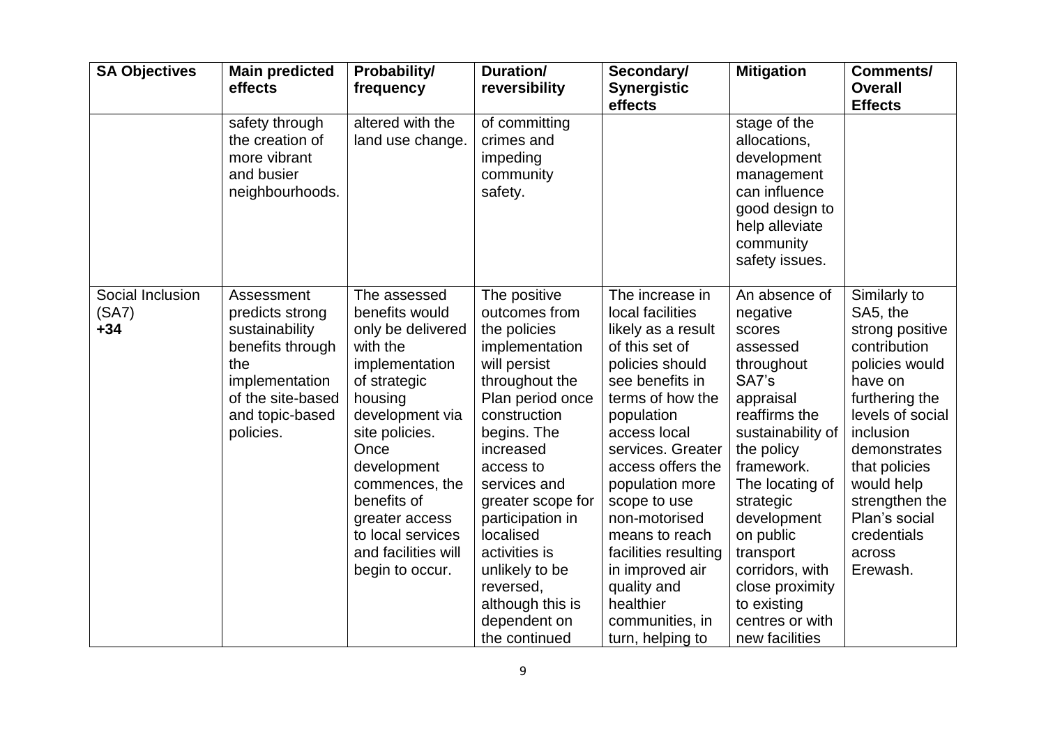| SA Objectives | Main predicted effects | Probability/ frequency | Duration/ reversibility | Secondary/ Synergistic effects | Mitigation | Comments/ Overall Effects |
|---|---|---|---|---|---|---|
| | safety through the creation of more vibrant and busier neighbourhoods. | altered with the land use change. | of committing crimes and impeding community safety. | | stage of the allocations, development management can influence good design to help alleviate community safety issues. | |
| Social Inclusion (SA7) **+34** | Assessment predicts strong sustainability benefits through the implementation of the site-based and topic-based policies. | The assessed benefits would only be delivered with the implementation of strategic housing development via site policies. Once development commences, the benefits of greater access to local services and facilities will begin to occur. | The positive outcomes from the policies implementation will persist throughout the Plan period once construction begins. The increased access to services and greater scope for participation in localised activities is unlikely to be reversed, although this is dependent on the continued | The increase in local facilities likely as a result of this set of policies should see benefits in terms of how the population access local services. Greater access offers the population more scope to use non-motorised means to reach facilities resulting in improved air quality and healthier communities, in turn, helping to | An absence of negative scores assessed throughout SA7's appraisal reaffirms the sustainability of the policy framework. The locating of strategic development on public transport corridors, with close proximity to existing centres or with new facilities | Similarly to SA5, the strong positive contribution policies would have on furthering the levels of social inclusion demonstrates that policies would help strengthen the Plan's social credentials across Erewash. |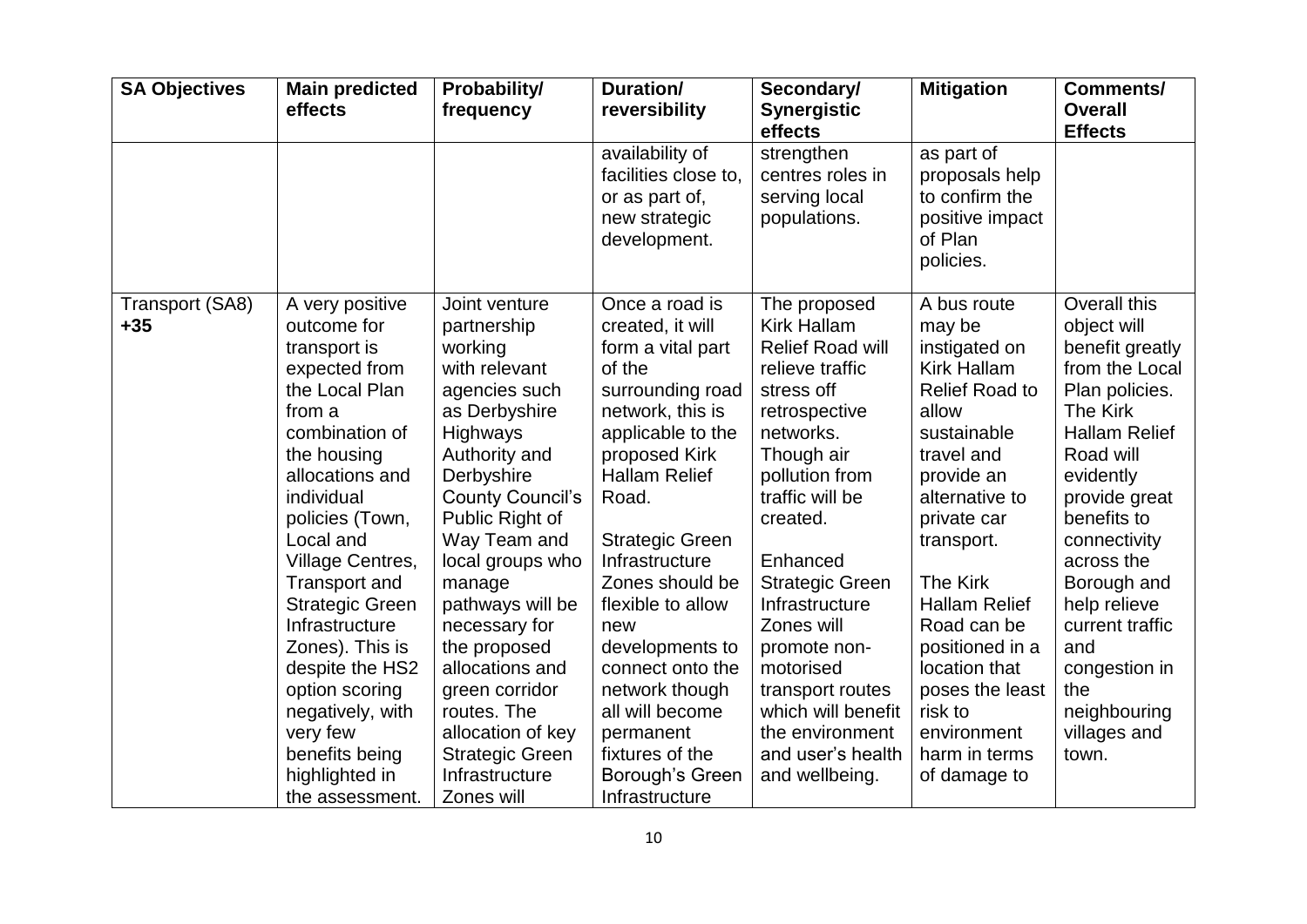| SA Objectives | Main predicted effects | Probability/ frequency | Duration/ reversibility | Secondary/ Synergistic effects | Mitigation | Comments/ Overall Effects |
| --- | --- | --- | --- | --- | --- | --- |
| | | | availability of facilities close to, or as part of, new strategic development. | strengthen centres roles in serving local populations. | as part of proposals help to confirm the positive impact of Plan policies. | |
| Transport (SA8) +35 | A very positive outcome for transport is expected from the Local Plan from a combination of the housing allocations and individual policies (Town, Local and Village Centres, Transport and Strategic Green Infrastructure Zones). This is despite the HS2 option scoring negatively, with very few benefits being highlighted in the assessment. | Joint venture partnership working with relevant agencies such as Derbyshire Highways Authority and Derbyshire County Council's Public Right of Way Team and local groups who manage pathways will be necessary for the proposed allocations and green corridor routes. The allocation of key Strategic Green Infrastructure Zones will | Once a road is created, it will form a vital part of the surrounding road network, this is applicable to the proposed Kirk Hallam Relief Road.<br><br>Strategic Green Infrastructure Zones should be flexible to allow new developments to connect onto the network though all will become permanent fixtures of the Borough's Green Infrastructure | The proposed Kirk Hallam Relief Road will relieve traffic stress off retrospective networks. Though air pollution from traffic will be created.<br><br>Enhanced Strategic Green Infrastructure Zones will promote non-motorised transport routes which will benefit the environment and user's health and wellbeing. | A bus route may be instigated on Kirk Hallam Relief Road to allow sustainable travel and provide an alternative to private car transport.<br><br>The Kirk Hallam Relief Road can be positioned in a location that poses the least risk to environment harm in terms of damage to | Overall this object will benefit greatly from the Local Plan policies. The Kirk Hallam Relief Road will evidently provide great benefits to connectivity across the Borough and help relieve current traffic and congestion in the neighbouring villages and town. |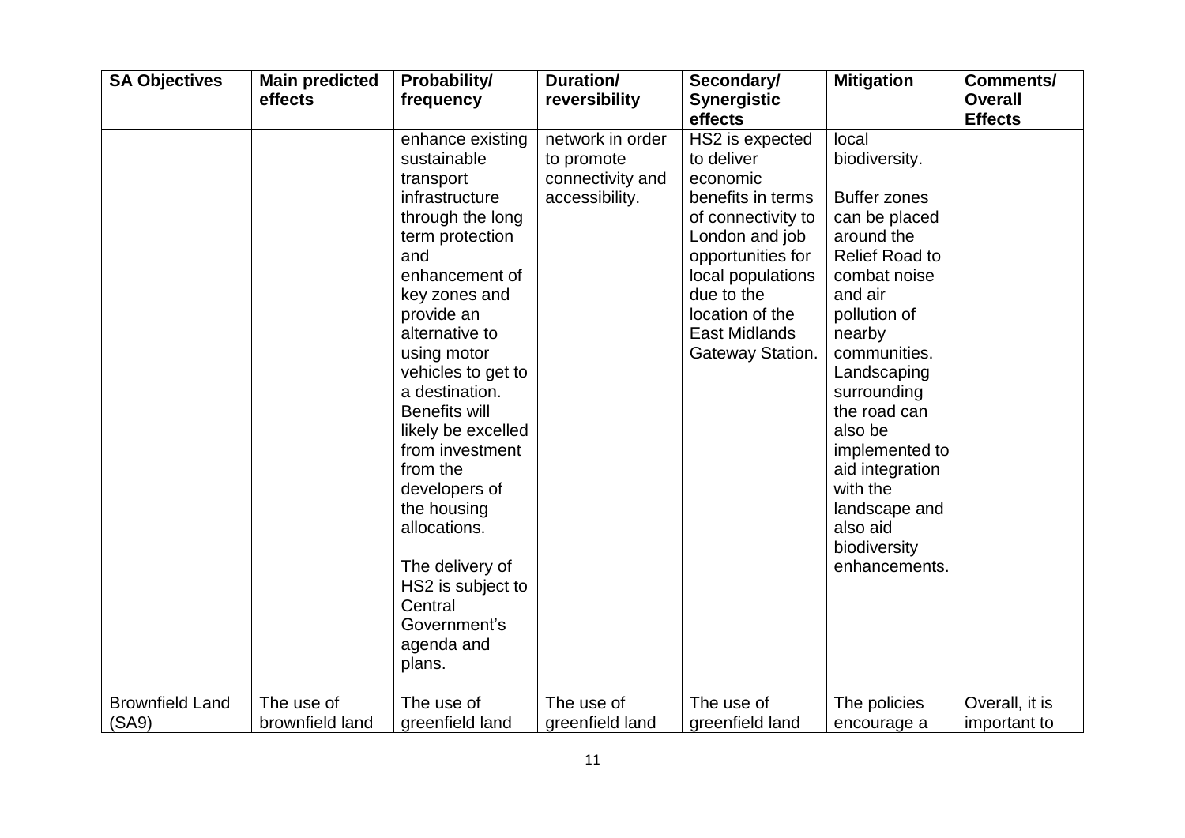| SA Objectives | Main predicted effects | Probability/ frequency | Duration/ reversibility | Secondary/ Synergistic effects | Mitigation | Comments/ Overall Effects |
|---|---|---|---|---|---|---|
| | | enhance existing sustainable transport infrastructure through the long term protection and enhancement of key zones and provide an alternative to using motor vehicles to get to a destination. Benefits will likely be excelled from investment from the developers of the housing allocations.<br><br>The delivery of HS2 is subject to Central Government's agenda and plans. | network in order to promote connectivity and accessibility. | HS2 is expected to deliver economic benefits in terms of connectivity to London and job opportunities for local populations due to the location of the East Midlands Gateway Station. | local biodiversity.<br><br>Buffer zones can be placed around the Relief Road to combat noise and air pollution of nearby communities. Landscaping surrounding the road can also be implemented to aid integration with the landscape and also aid biodiversity enhancements. | |
| Brownfield Land (SA9) | The use of brownfield land | The use of greenfield land | The use of greenfield land | The use of greenfield land | The policies encourage a | Overall, it is important to |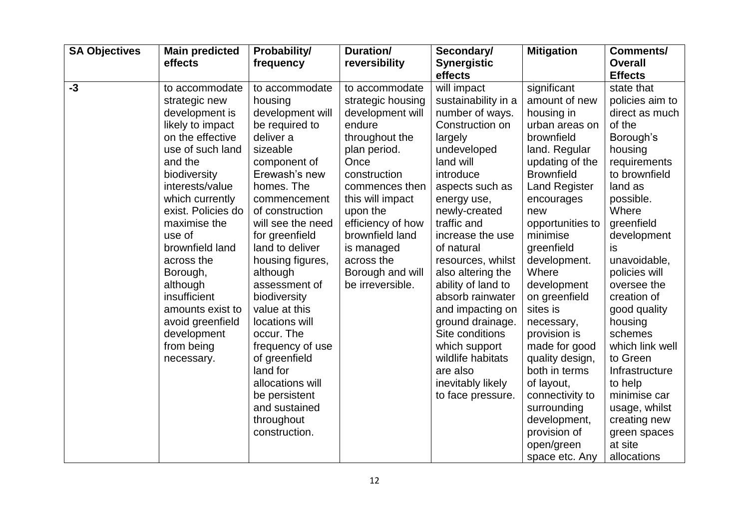| SA Objectives | Main predicted effects | Probability/ frequency | Duration/ reversibility | Secondary/ Synergistic effects | Mitigation | Comments/ Overall Effects |
|---|---|---|---|---|---|---|
| -3 | to accommodate strategic new development is likely to impact on the effective use of such land and the biodiversity interests/value which currently exist. Policies do maximise the use of brownfield land across the Borough, although insufficient amounts exist to avoid greenfield development from being necessary. | to accommodate housing development will be required to deliver a sizeable component of Erewash's new homes. The commencement of construction will see the need for greenfield land to deliver housing figures, although assessment of biodiversity value at this locations will occur. The frequency of use of greenfield land for allocations will be persistent and sustained throughout construction. | to accommodate strategic housing development will endure throughout the plan period. Once construction commences then this will impact upon the efficiency of how brownfield land is managed across the Borough and will be irreversible. | will impact sustainability in a number of ways. Construction on largely undeveloped land will introduce aspects such as energy use, newly-created traffic and increase the use of natural resources, whilst also altering the ability of land to absorb rainwater and impacting on ground drainage. Site conditions which support wildlife habitats are also inevitably likely to face pressure. | significant amount of new housing in urban areas on brownfield land. Regular updating of the Brownfield Land Register encourages new opportunities to minimise greenfield development. Where development on greenfield sites is necessary, provision is made for good quality design, both in terms of layout, connectivity to surrounding development, provision of open/green space etc. Any | state that policies aim to direct as much of the Borough's housing requirements to brownfield land as possible. Where greenfield development is unavoidable, policies will oversee the creation of good quality housing schemes which link well to Green Infrastructure to help minimise car usage, whilst creating new green spaces at site allocations |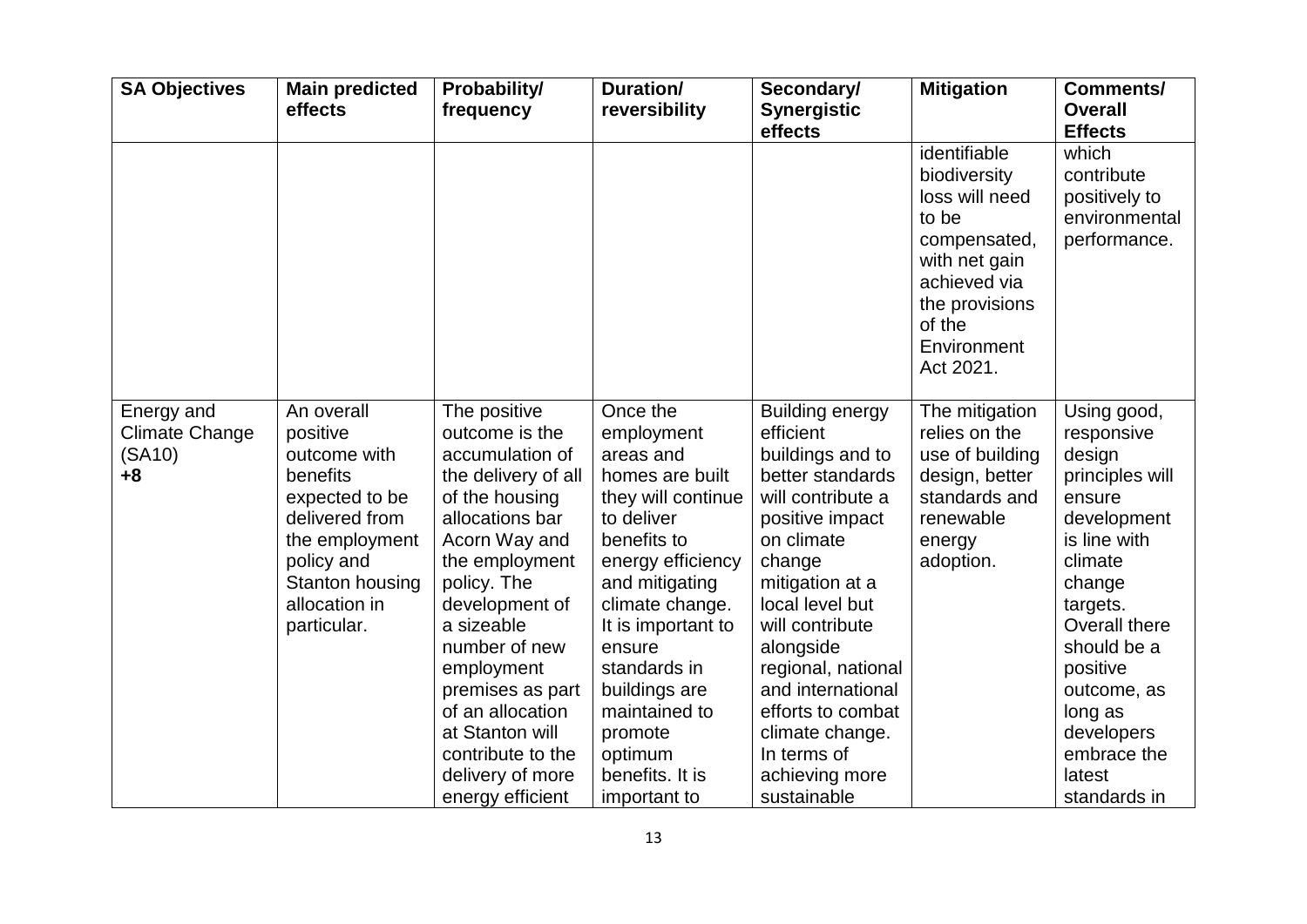| SA Objectives | Main predicted effects | Probability/ frequency | Duration/ reversibility | Secondary/ Synergistic effects | Mitigation | Comments/ Overall Effects |
|---|---|---|---|---|---|---|
| | | | | | identifiable biodiversity loss will need to be compensated, with net gain achieved via the provisions of the Environment Act 2021. | which contribute positively to environmental performance. |
| Energy and Climate Change (SA10) **+8** | An overall positive outcome with benefits expected to be delivered from the employment policy and Stanton housing allocation in particular. | The positive outcome is the accumulation of the delivery of all of the housing allocations bar Acorn Way and the employment policy. The development of a sizeable number of new employment premises as part of an allocation at Stanton will contribute to the delivery of more energy efficient | Once the employment areas and homes are built they will continue to deliver benefits to energy efficiency and mitigating climate change. It is important to ensure standards in buildings are maintained to promote optimum benefits. It is important to | Building energy efficient buildings and to better standards will contribute a positive impact on climate change mitigation at a local level but will contribute alongside regional, national and international efforts to combat climate change. In terms of achieving more sustainable | The mitigation relies on the use of building design, better standards and renewable energy adoption. | Using good, responsive design principles will ensure development is line with climate change targets. Overall there should be a positive outcome, as long as developers embrace the latest standards in |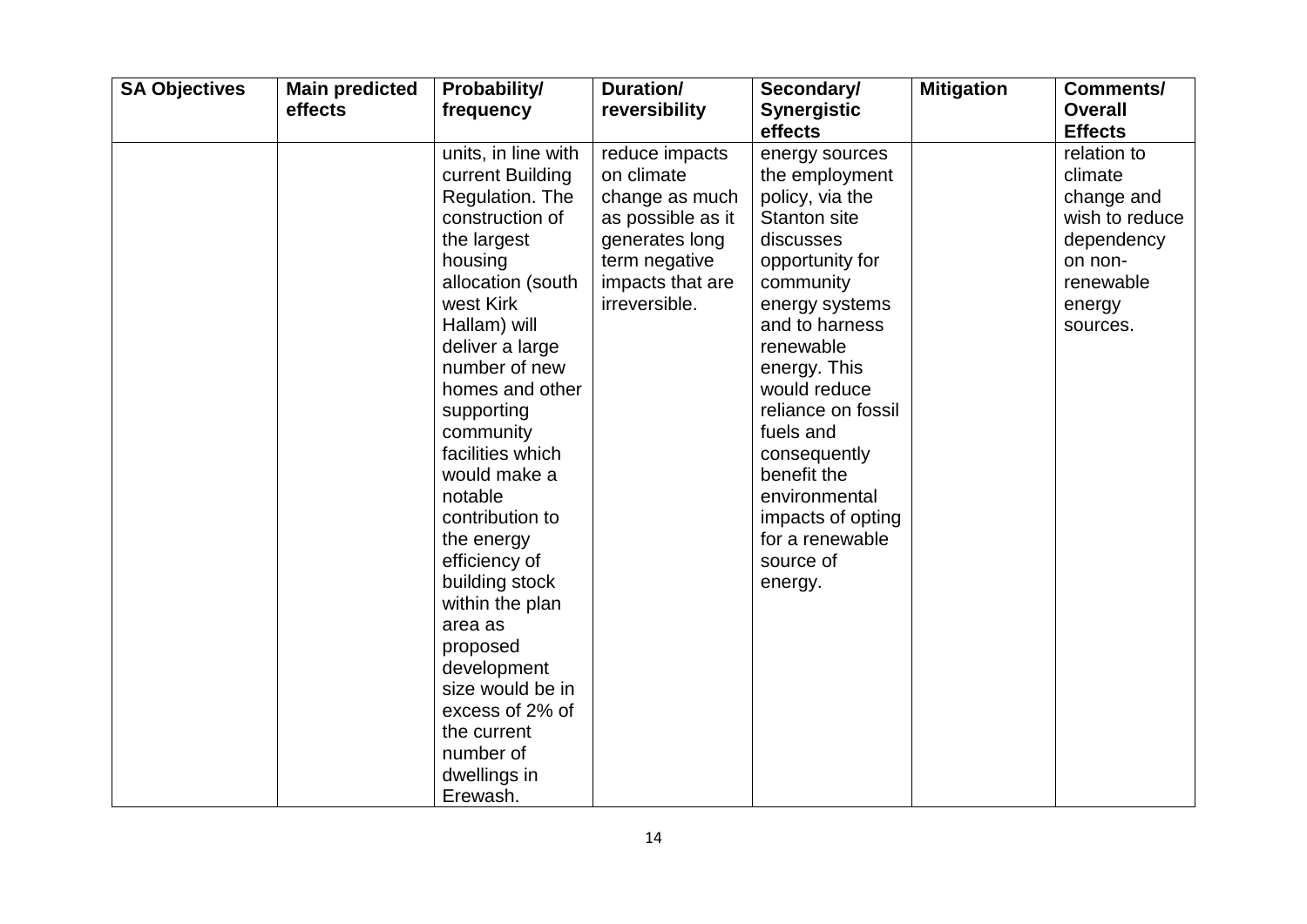| SA Objectives | Main predicted effects | Probability/ frequency | Duration/ reversibility | Secondary/ Synergistic effects | Mitigation | Comments/ Overall Effects |
|---|---|---|---|---|---|---|
| | | units, in line with current Building Regulation. The construction of the largest housing allocation (south west Kirk Hallam) will deliver a large number of new homes and other supporting community facilities which would make a notable contribution to the energy efficiency of building stock within the plan area as proposed development size would be in excess of 2% of the current number of dwellings in Erewash. | reduce impacts on climate change as much as possible as it generates long term negative impacts that are irreversible. | energy sources the employment policy, via the Stanton site discusses opportunity for community energy systems and to harness renewable energy. This would reduce reliance on fossil fuels and consequently benefit the environmental impacts of opting for a renewable source of energy. | | relation to climate change and wish to reduce dependency on non-renewable energy sources. |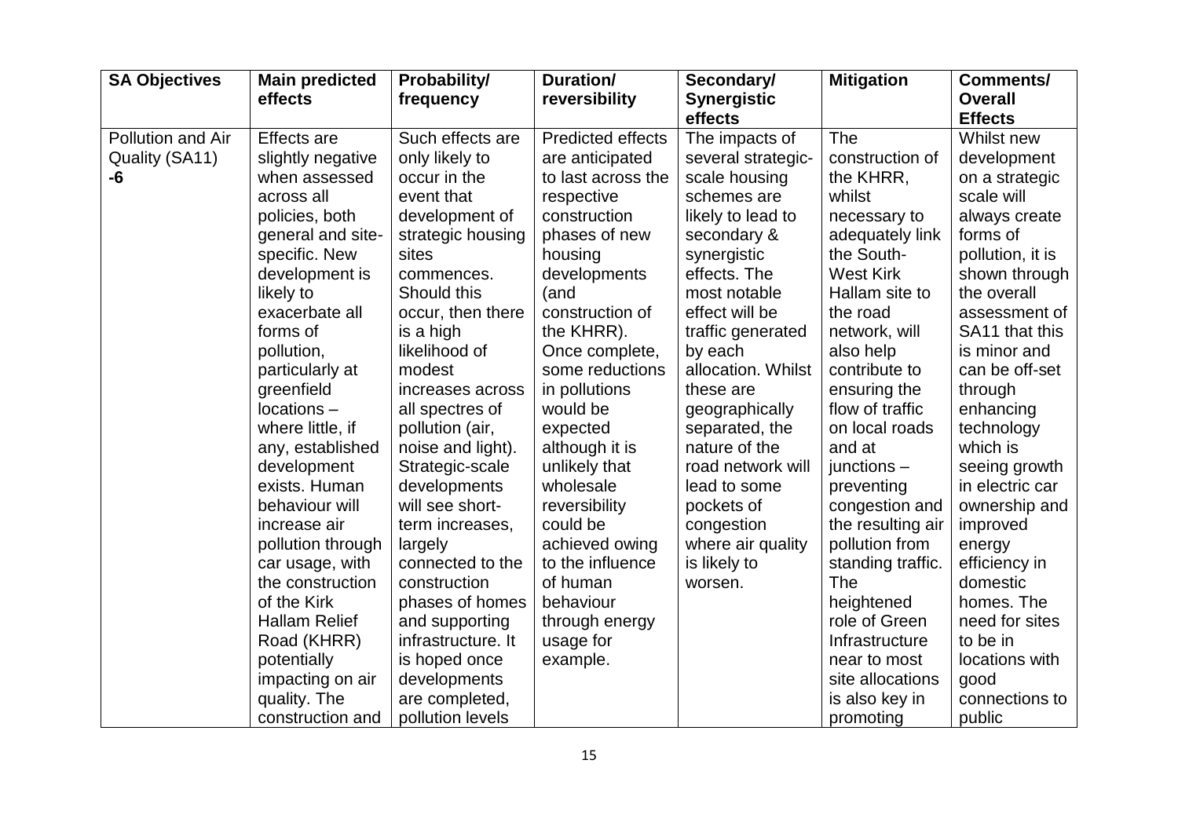| SA Objectives | Main predicted effects | Probability/ frequency | Duration/ reversibility | Secondary/ Synergistic effects | Mitigation | Comments/ Overall Effects |
|---|---|---|---|---|---|---|
| Pollution and Air Quality (SA11) **-6** | Effects are slightly negative when assessed across all policies, both general and site-specific. New development is likely to exacerbate all forms of pollution, particularly at greenfield locations – where little, if any, established development exists. Human behaviour will increase air pollution through car usage, with the construction of the Kirk Hallam Relief Road (KHRR) potentially impacting on air quality. The construction and | Such effects are only likely to occur in the event that development of strategic housing sites commences. Should this occur, then there is a high likelihood of modest increases across all spectres of pollution (air, noise and light). Strategic-scale developments will see short-term increases, largely connected to the construction phases of homes and supporting infrastructure. It is hoped once developments are completed, pollution levels | Predicted effects are anticipated to last across the respective construction phases of new housing developments (and construction of the KHRR). Once complete, some reductions in pollutions would be expected although it is unlikely that wholesale reversibility could be achieved owing to the influence of human behaviour through energy usage for example. | The impacts of several strategic-scale housing schemes are likely to lead to secondary & synergistic effects. The most notable effect will be traffic generated by each allocation. Whilst these are geographically separated, the nature of the road network will lead to some pockets of congestion where air quality is likely to worsen. | The construction of the KHRR, whilst necessary to adequately link the South-West Kirk Hallam site to the road network, will also help contribute to ensuring the flow of traffic on local roads and at junctions – preventing congestion and the resulting air pollution from standing traffic. The heightened role of Green Infrastructure near to most site allocations is also key in promoting | Whilst new development on a strategic scale will always create forms of pollution, it is shown through the overall assessment of SA11 that this is minor and can be off-set through enhancing technology which is seeing growth in electric car ownership and improved energy efficiency in domestic homes. The need for sites to be in locations with good connections to public |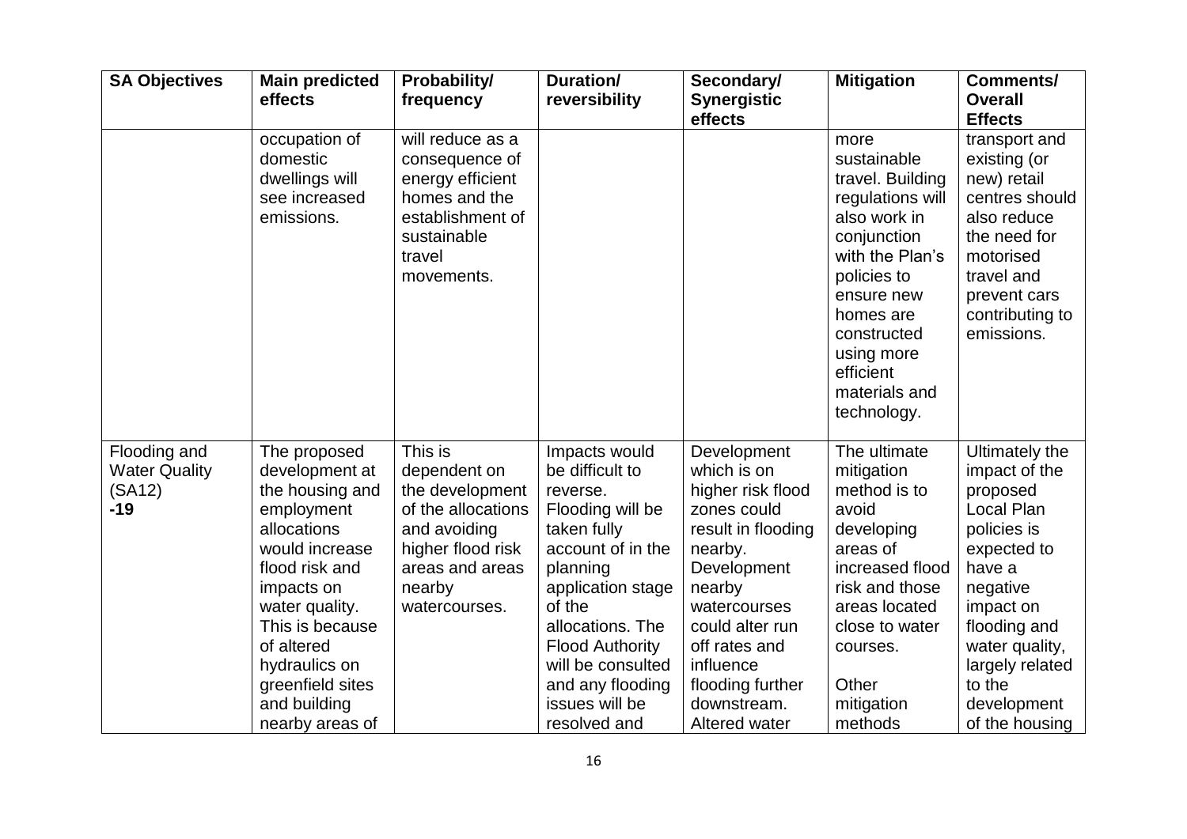| SA Objectives | Main predicted effects | Probability/ frequency | Duration/ reversibility | Secondary/ Synergistic effects | Mitigation | Comments/ Overall Effects |
|---|---|---|---|---|---|---|
| | occupation of domestic dwellings will see increased emissions. | will reduce as a consequence of energy efficient homes and the establishment of sustainable travel movements. | | | more sustainable travel. Building regulations will also work in conjunction with the Plan's policies to ensure new homes are constructed using more efficient materials and technology. | transport and existing (or new) retail centres should also reduce the need for motorised travel and prevent cars contributing to emissions. |
| Flooding and Water Quality (SA12) **-19** | The proposed development at the housing and employment allocations would increase flood risk and impacts on water quality. This is because of altered hydraulics on greenfield sites and building nearby areas of | This is dependent on the development of the allocations and avoiding higher flood risk areas and areas nearby watercourses. | Impacts would be difficult to reverse. Flooding will be taken fully account of in the planning application stage of the allocations. The Flood Authority will be consulted and any flooding issues will be resolved and | Development which is on higher risk flood zones could result in flooding nearby. Development nearby watercourses could alter run off rates and influence flooding further downstream. Altered water | The ultimate mitigation method is to avoid developing areas of increased flood risk and those areas located close to water courses.<br><br>Other mitigation methods | Ultimately the impact of the proposed Local Plan policies is expected to have a negative impact on flooding and water quality, largely related to the development of the housing |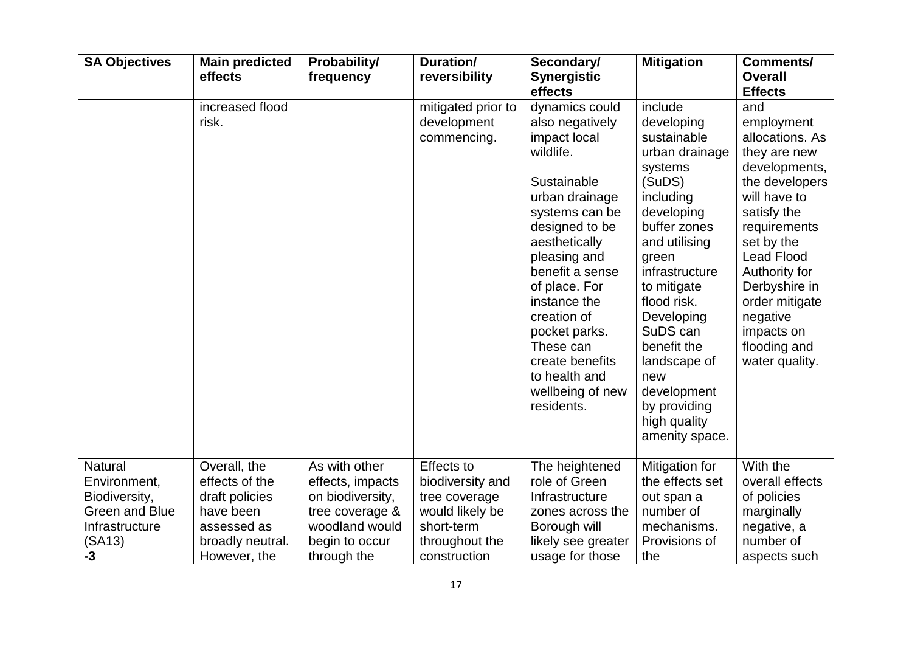| SA Objectives | Main predicted effects | Probability/ frequency | Duration/ reversibility | Secondary/ Synergistic effects | Mitigation | Comments/ Overall Effects |
|---|---|---|---|---|---|---|
| | increased flood risk. | | mitigated prior to development commencing. | dynamics could also negatively impact local wildlife.<br><br>Sustainable urban drainage systems can be designed to be aesthetically pleasing and benefit a sense of place. For instance the creation of pocket parks. These can create benefits to health and wellbeing of new residents. | include developing sustainable urban drainage systems (SuDS) including developing buffer zones and utilising green infrastructure to mitigate flood risk. Developing SuDS can benefit the landscape of new development by providing high quality amenity space. | and employment allocations. As they are new developments, the developers will have to satisfy the requirements set by the Lead Flood Authority for Derbyshire in order mitigate negative impacts on flooding and water quality. |
| Natural Environment, Biodiversity, Green and Blue Infrastructure (SA13)<br>**-3** | Overall, the effects of the draft policies have been assessed as broadly neutral. However, the | As with other effects, impacts on biodiversity, tree coverage & woodland would begin to occur through the | Effects to biodiversity and tree coverage would likely be short-term throughout the construction | The heightened role of Green Infrastructure zones across the Borough will likely see greater usage for those | Mitigation for the effects set out span a number of mechanisms. Provisions of the | With the overall effects of policies marginally negative, a number of aspects such |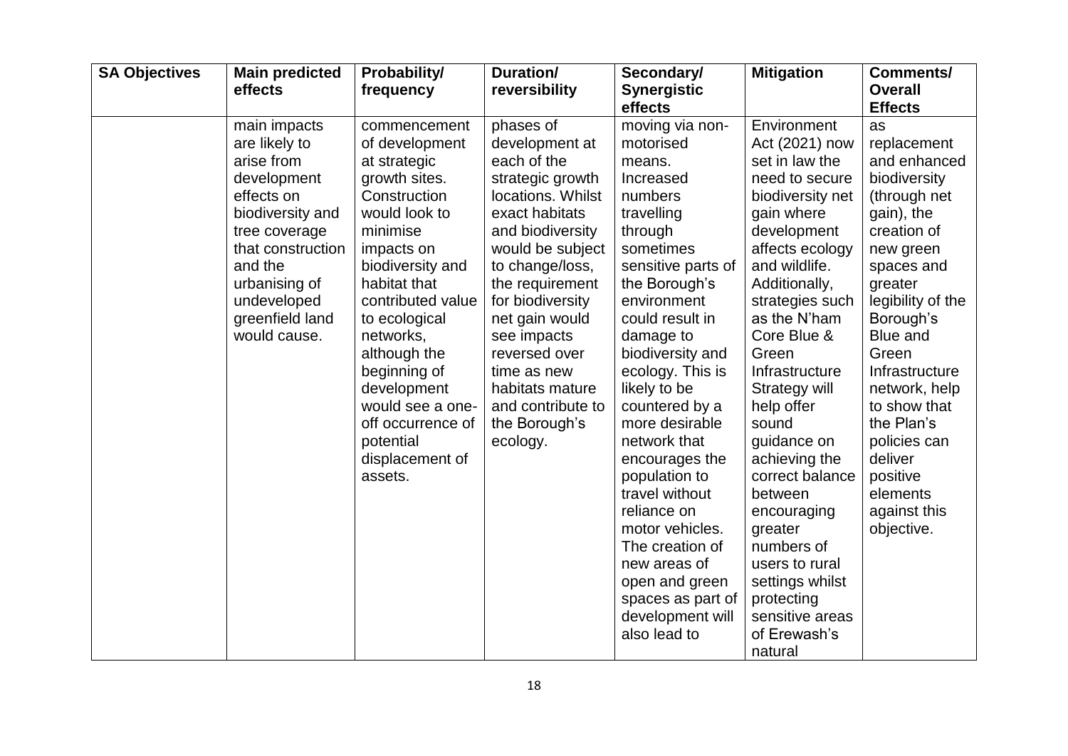| SA Objectives | Main predicted effects | Probability/ frequency | Duration/ reversibility | Secondary/ Synergistic effects | Mitigation | Comments/ Overall Effects |
| --- | --- | --- | --- | --- | --- | --- |
| | main impacts are likely to arise from development effects on biodiversity and tree coverage that construction and the urbanising of undeveloped greenfield land would cause. | commencement of development at strategic growth sites. Construction would look to minimise impacts on biodiversity and habitat that contributed value to ecological networks, although the beginning of development would see a one-off occurrence of potential displacement of assets. | phases of development at each of the strategic growth locations. Whilst exact habitats and biodiversity would be subject to change/loss, the requirement for biodiversity net gain would see impacts reversed over time as new habitats mature and contribute to the Borough's ecology. | moving via non-motorised means. Increased numbers travelling through sometimes sensitive parts of the Borough's environment could result in damage to biodiversity and ecology. This is likely to be countered by a more desirable network that encourages the population to travel without reliance on motor vehicles. The creation of new areas of open and green spaces as part of development will also lead to | Environment Act (2021) now set in law the need to secure biodiversity net gain where development affects ecology and wildlife. Additionally, strategies such as the N'ham Core Blue & Green Infrastructure Strategy will help offer sound guidance on achieving the correct balance between encouraging greater numbers of users to rural settings whilst protecting sensitive areas of Erewash's natural | as replacement and enhanced biodiversity (through net gain), the creation of new green spaces and greater legibility of the Borough's Blue and Green Infrastructure network, help to show that the Plan's policies can deliver positive elements against this objective. |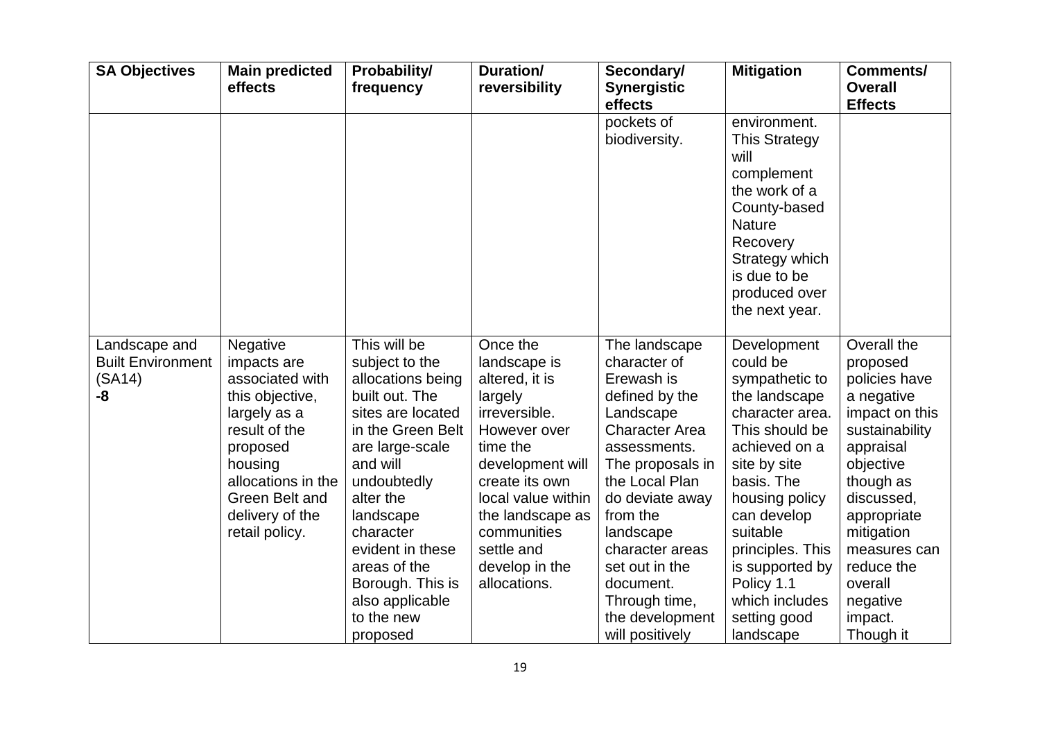| SA Objectives | Main predicted effects | Probability/ frequency | Duration/ reversibility | Secondary/ Synergistic effects | Mitigation | Comments/ Overall Effects |
|---|---|---|---|---|---|---|
| | | | | pockets of biodiversity. | environment. This Strategy will complement the work of a County-based Nature Recovery Strategy which is due to be produced over the next year. | |
| Landscape and Built Environment (SA14) **-8** | Negative impacts are associated with this objective, largely as a result of the proposed housing allocations in the Green Belt and delivery of the retail policy. | This will be subject to the allocations being built out. The sites are located in the Green Belt are large-scale and will undoubtedly alter the landscape character evident in these areas of the Borough. This is also applicable to the new proposed | Once the landscape is altered, it is largely irreversible. However over time the development will create its own local value within the landscape as communities settle and develop in the allocations. | The landscape character of Erewash is defined by the Landscape Character Area assessments. The proposals in the Local Plan do deviate away from the landscape character areas set out in the document. Through time, the development will positively | Development could be sympathetic to the landscape character area. This should be achieved on a site by site basis. The housing policy can develop suitable principles. This is supported by Policy 1.1 which includes setting good landscape | Overall the proposed policies have a negative impact on this sustainability appraisal objective though as discussed, appropriate mitigation measures can reduce the overall negative impact. Though it |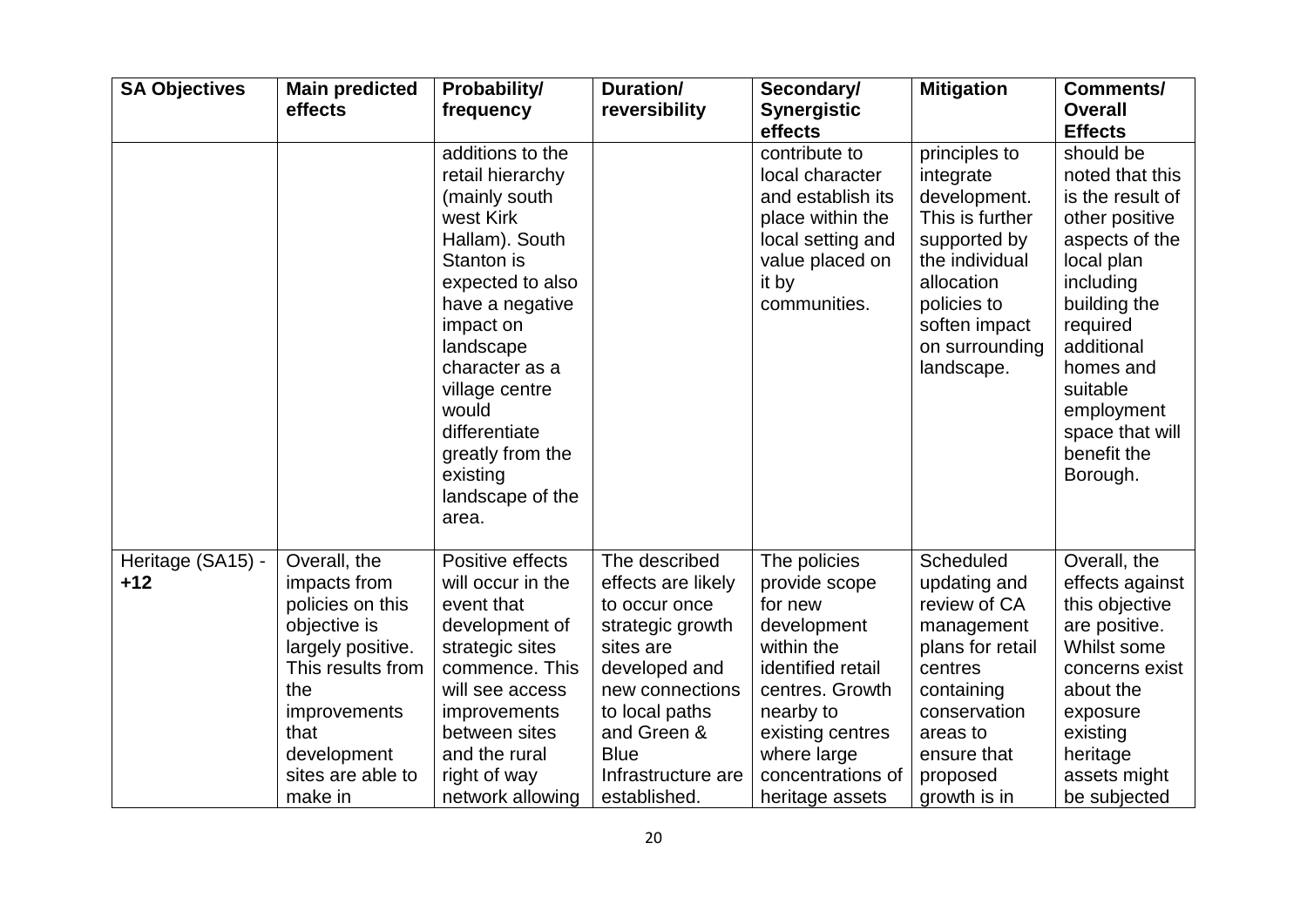| SA Objectives | Main predicted effects | Probability/ frequency | Duration/ reversibility | Secondary/ Synergistic effects | Mitigation | Comments/ Overall Effects |
|---|---|---|---|---|---|---|
| | | additions to the retail hierarchy (mainly south west Kirk Hallam). South Stanton is expected to also have a negative impact on landscape character as a village centre would differentiate greatly from the existing landscape of the area. | | contribute to local character and establish its place within the local setting and value placed on it by communities. | principles to integrate development. This is further supported by the individual allocation policies to soften impact on surrounding landscape. | should be noted that this is the result of other positive aspects of the local plan including building the required additional homes and suitable employment space that will benefit the Borough. |
| Heritage (SA15) - **+12** | Overall, the impacts from policies on this objective is largely positive. This results from the improvements that development sites are able to make in | Positive effects will occur in the event that development of strategic sites commence. This will see access improvements between sites and the rural right of way network allowing | The described effects are likely to occur once strategic growth sites are developed and new connections to local paths and Green & Blue Infrastructure are established. | The policies provide scope for new development within the identified retail centres. Growth nearby to existing centres where large concentrations of heritage assets | Scheduled updating and review of CA management plans for retail centres containing conservation areas to ensure that proposed growth is in | Overall, the effects against this objective are positive. Whilst some concerns exist about the exposure existing heritage assets might be subjected |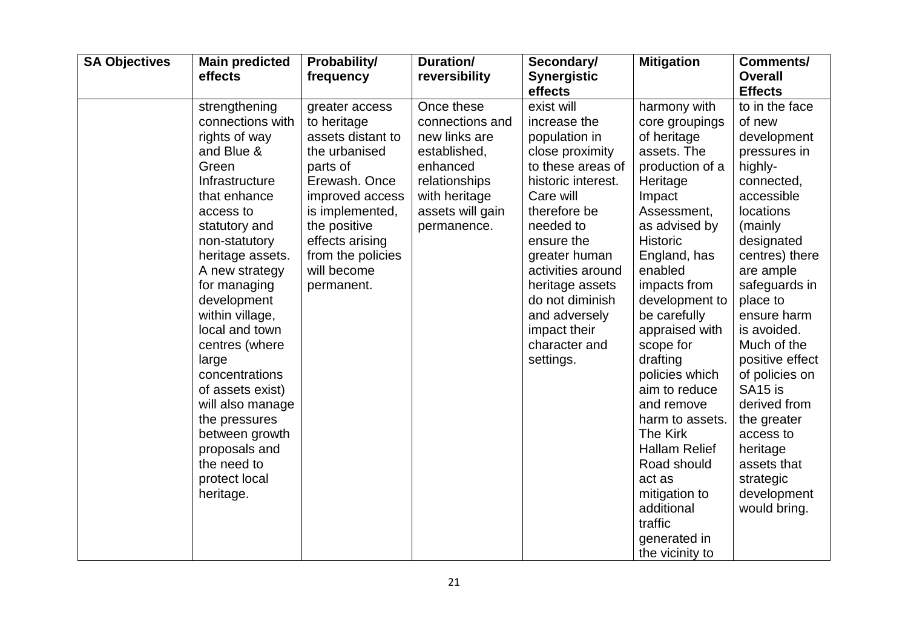| SA Objectives | Main predicted effects | Probability/ frequency | Duration/ reversibility | Secondary/ Synergistic effects | Mitigation | Comments/ Overall Effects |
|---|---|---|---|---|---|---|
| | strengthening connections with rights of way and Blue & Green Infrastructure that enhance access to statutory and non-statutory heritage assets. A new strategy for managing development within village, local and town centres (where large concentrations of assets exist) will also manage the pressures between growth proposals and the need to protect local heritage. | greater access to heritage assets distant to the urbanised parts of Erewash. Once improved access is implemented, the positive effects arising from the policies will become permanent. | Once these connections and new links are established, enhanced relationships with heritage assets will gain permanence. | exist will increase the population in close proximity to these areas of historic interest. Care will therefore be needed to ensure the greater human activities around heritage assets do not diminish and adversely impact their character and settings. | harmony with core groupings of heritage assets. The production of a Heritage Impact Assessment, as advised by Historic England, has enabled impacts from development to be carefully appraised with scope for drafting policies which aim to reduce and remove harm to assets. The Kirk Hallam Relief Road should act as mitigation to additional traffic generated in the vicinity to | to in the face of new development pressures in highly-connected, accessible locations (mainly designated centres) there are ample safeguards in place to ensure harm is avoided. Much of the positive effect of policies on SA15 is derived from the greater access to heritage assets that strategic development would bring. |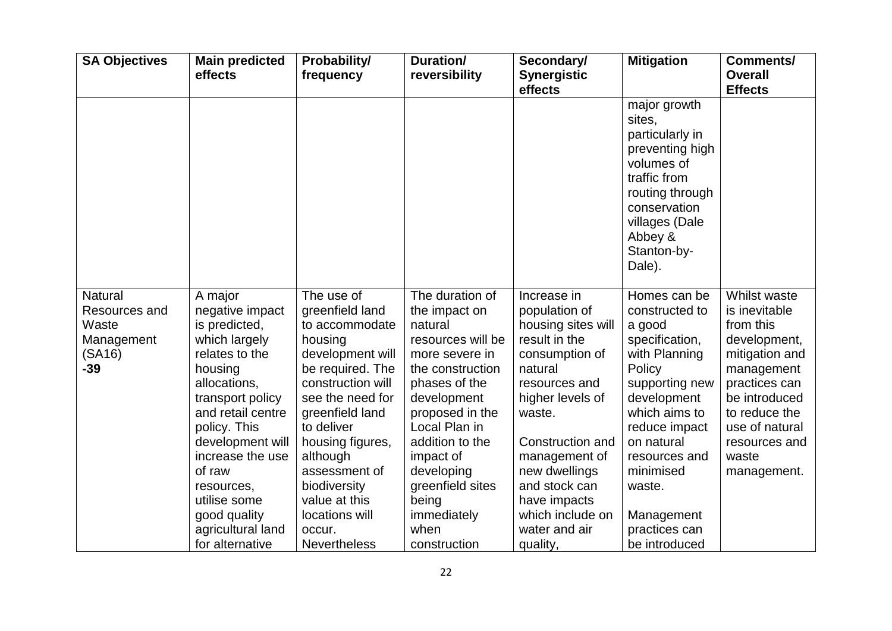| SA Objectives | Main predicted effects | Probability/ frequency | Duration/ reversibility | Secondary/ Synergistic effects | Mitigation | Comments/ Overall Effects |
|---|---|---|---|---|---|---|
| | | | | | major growth sites, particularly in preventing high volumes of traffic from routing through conservation villages (Dale Abbey & Stanton-by-Dale). | |
| Natural Resources and Waste Management (SA16) **-39** | A major negative impact is predicted, which largely relates to the housing allocations, transport policy and retail centre policy. This development will increase the use of raw resources, utilise some good quality agricultural land for alternative | The use of greenfield land to accommodate housing development will be required. The construction will see the need for greenfield land to deliver housing figures, although assessment of biodiversity value at this locations will occur. Nevertheless | The duration of the impact on natural resources will be more severe in the construction phases of the development proposed in the Local Plan in addition to the impact of developing greenfield sites being immediately when construction | Increase in population of housing sites will result in the consumption of natural resources and higher levels of waste.<br><br>Construction and management of new dwellings and stock can have impacts which include on water and air quality, | Homes can be constructed to a good specification, with Planning Policy supporting new development which aims to reduce impact on natural resources and minimised waste.<br><br>Management practices can be introduced | Whilst waste is inevitable from this development, mitigation and management practices can be introduced to reduce the use of natural resources and waste management. |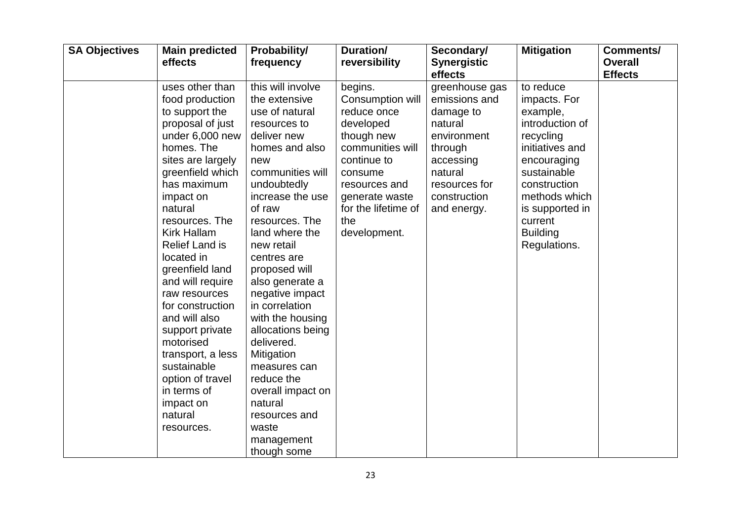| SA Objectives | Main predicted effects | Probability/ frequency | Duration/ reversibility | Secondary/ Synergistic effects | Mitigation | Comments/ Overall Effects |
| --- | --- | --- | --- | --- | --- | --- |
| | uses other than food production to support the proposal of just under 6,000 new homes. The sites are largely greenfield which has maximum impact on natural resources. The Kirk Hallam Relief Land is located in greenfield land and will require raw resources for construction and will also support private motorised transport, a less sustainable option of travel in terms of impact on natural resources. | this will involve the extensive use of natural resources to deliver new homes and also new communities will undoubtedly increase the use of raw resources. The land where the new retail centres are proposed will also generate a negative impact in correlation with the housing allocations being delivered. Mitigation measures can reduce the overall impact on natural resources and waste management though some | begins. Consumption will reduce once developed though new communities will continue to consume resources and generate waste for the lifetime of the development. | greenhouse gas emissions and damage to natural environment through accessing natural resources for construction and energy. | to reduce impacts. For example, introduction of recycling initiatives and encouraging sustainable construction methods which is supported in current Building Regulations. | |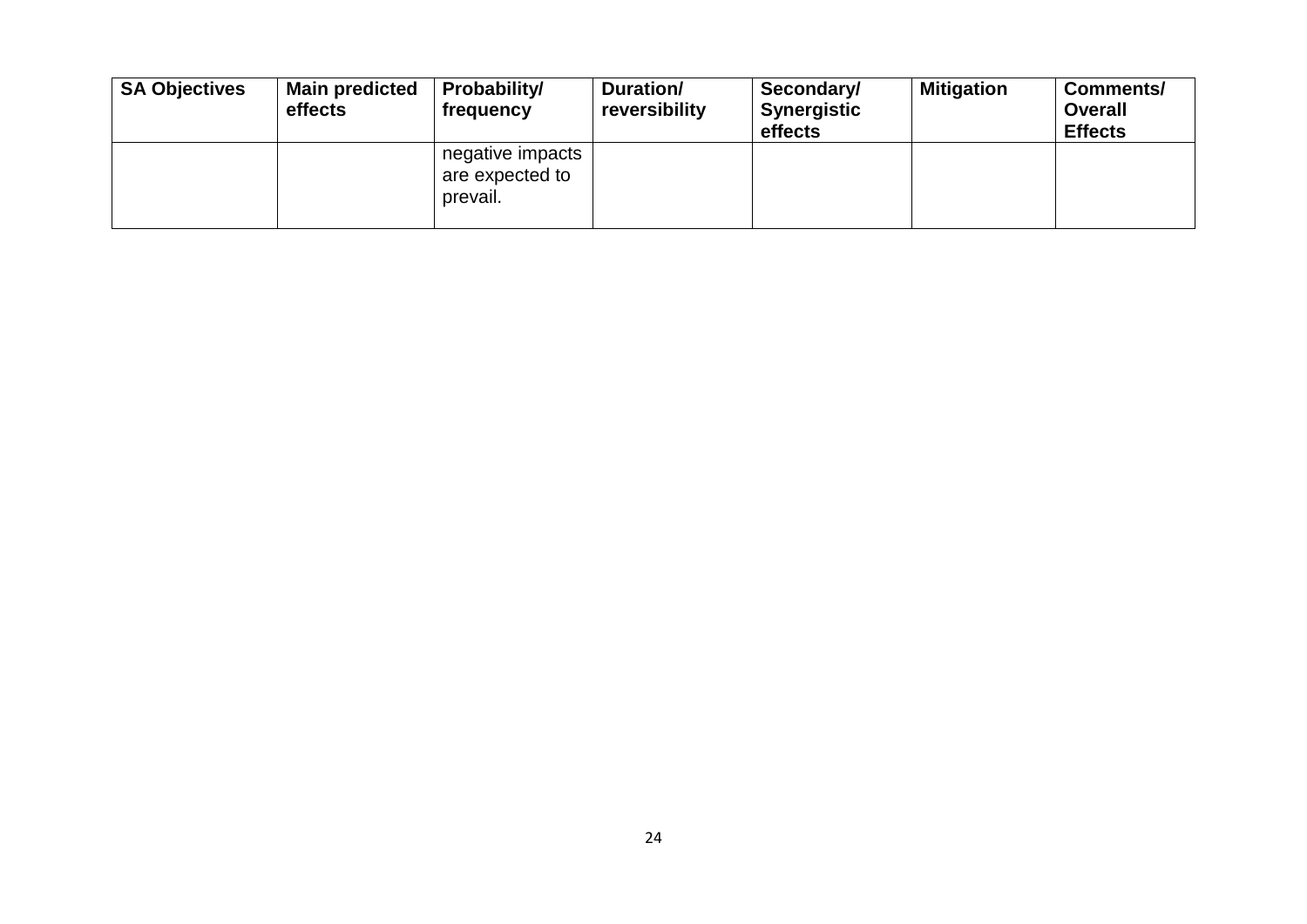| SA Objectives | Main predicted effects | Probability/ frequency | Duration/ reversibility | Secondary/ Synergistic effects | Mitigation | Comments/ Overall Effects |
|---|---|---|---|---|---|---|
| | | negative impacts are expected to prevail. | | | | |